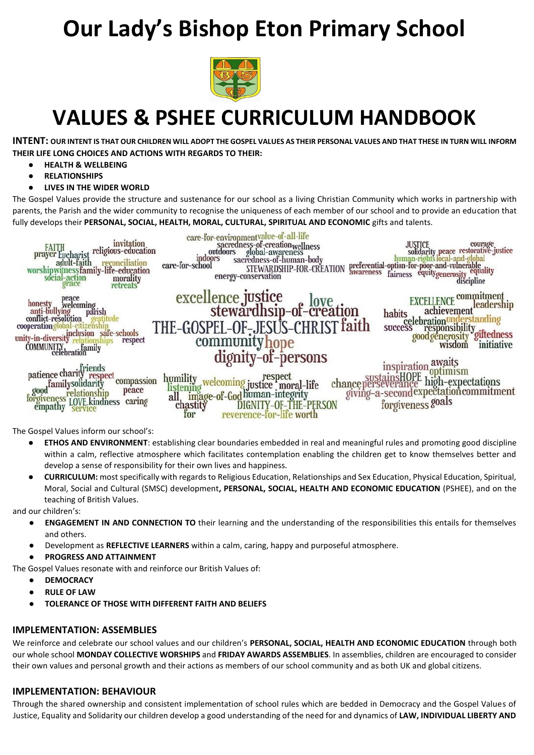# Our Lady's Bishop Eton Primary School

# VALUES & PSHEE CURRICULUM HANDBOOK

**INTENT: OUR INTENT IS THAT OUR CHILDREN WILL ADOPT THE GOSPEL VALUES AS THEIR PERSONAL VALUES AND THAT THESE IN TURN WILL INFORM THEIR LIFE LONG CHOICES AND ACTIONS WITH REGARDS TO THEIR:**

- **HEALTH & WELLBEING**
- **RELATIONSHIPS**
- **LIVES IN THE WIDER WORLD**

The Gospel Values provide the structure and sustenance for our school as a living Christian Community which works in partnership with parents, the Parish and the wider community to recognise the uniqueness of each member of our school and to provide an education that fully develops their **PERSONAL, SOCIAL, HEALTH, MORAL, CULTURAL, SPIRITUAL AND ECONOMIC** gifts and talents.

The Gospel Values inform our school's:

- **ETHOS AND ENVIRONMENT**: establishing clear boundaries embedded in real and meaningful rules and promoting good discipline within a calm, reflective atmosphere which facilitates contemplation enabling the children get to know themselves better and develop a sense of responsibility for their own lives and happiness.
- **CURRICULUM:** most specifically with regards to Religious Education, Relationships and Sex Education, Physical Education, Spiritual, Moral, Social and Cultural (SMSC) development**, PERSONAL, SOCIAL, HEALTH AND ECONOMIC EDUCATION** (PSHEE), and on the teaching of British Values.

and our children's:

- **ENGAGEMENT IN AND CONNECTION TO** their learning and the understanding of the responsibilities this entails for themselves and others.
- Development as **REFLECTIVE LEARNERS** within a calm, caring, happy and purposeful atmosphere.
- **PROGRESS AND ATTAINMENT**

The Gospel Values resonate with and reinforce our British Values of:

- **DEMOCRACY**
- **RULE OF LAW**
- **TOLERANCE OF THOSE WITH DIFFERENT FAITH AND BELIEFS**

## IMPLEMENTATION: ASSEMBLIES

We reinforce and celebrate our school values and our children's **PERSONAL, SOCIAL, HEALTH AND ECONOMIC EDUCATION** through both our whole school **MONDAY COLLECTIVE WORSHIPS** and **FRIDAY AWARDS ASSEMBLIES**. In assemblies, children are encouraged to consider their own values and personal growth and their actions as members of our school community and as both UK and global citizens.

## IMPLEMENTATION: BEHAVIOUR

Through the shared ownership and consistent implementation of school rules which are bedded in Democracy and the Gospel Values of Justice, Equality and Solidarity our children develop a good understanding of the need for and dynamics of **LAW, INDIVIDUAL LIBERTY AND**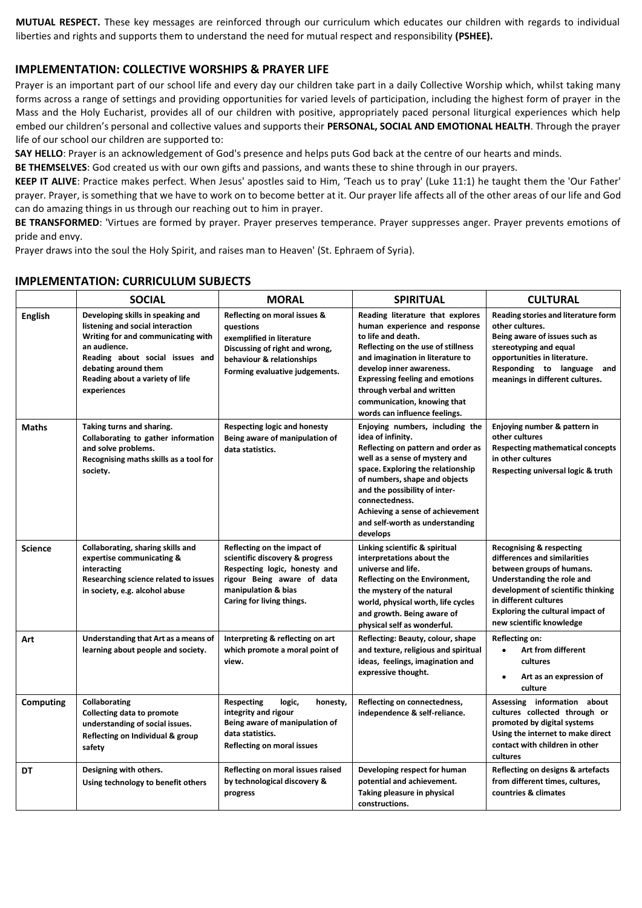**MUTUAL RESPECT.** These key messages are reinforced through our curriculum which educates our children with regards to individual liberties and rights and supports them to understand the need for mutual respect and responsibility **(PSHEE).**

## IMPLEMENTATION: COLLECTIVE WORSHIPS & PRAYER LIFE

Prayer is an important part of our school life and every day our children take part in a daily Collective Worship which, whilst taking many forms across a range of settings and providing opportunities for varied levels of participation, including the highest form of prayer in the Mass and the Holy Eucharist, provides all of our children with positive, appropriately paced personal liturgical experiences which help embed our children's personal and collective values and supports their **PERSONAL, SOCIAL AND EMOTIONAL HEALTH**. Through the prayer life of our school our children are supported to:

**SAY HELLO**: Prayer is an acknowledgement of God's presence and helps puts God back at the centre of our hearts and minds.

**BE THEMSELVES**: God created us with our own gifts and passions, and wants these to shine through in our prayers.

**KEEP IT ALIVE**: Practice makes perfect. When Jesus' apostles said to Him, 'Teach us to pray' (Luke 11:1) he taught them the 'Our Father' prayer. Prayer, is something that we have to work on to become better at it. Our prayer life affects all of the other areas of our life and God can do amazing things in us through our reaching out to him in prayer.

**BE TRANSFORMED**: 'Virtues are formed by prayer. Prayer preserves temperance. Prayer suppresses anger. Prayer prevents emotions of pride and envy.

Prayer draws into the soul the Holy Spirit, and raises man to Heaven' (St. Ephraem of Syria).

## IMPLEMENTATION: CURRICULUM SUBJECTS

| | SOCIAL | MORAL | SPIRITUAL | CULTURAL |
|---|---|---|---|---|
| **English** | Developing skills in speaking and listening and social interaction<br>Writing for and communicating with an audience.<br>Reading about social issues and debating around them<br>Reading about a variety of life experiences | Reflecting on moral issues & questions exemplified in literature<br>Discussing of right and wrong, behaviour & relationships<br>Forming evaluative judgements. | Reading literature that explores human experience and response to life and death.<br>Reflecting on the use of stillness and imagination in literature to develop inner awareness.<br>Expressing feeling and emotions through verbal and written communication, knowing that words can influence feelings. | Reading stories and literature form other cultures.<br>Being aware of issues such as stereotyping and equal opportunities in literature.<br>Responding to language and meanings in different cultures. |
| **Maths** | Taking turns and sharing.<br>Collaborating to gather information and solve problems.<br>Recognising maths skills as a tool for society. | Respecting logic and honesty<br>Being aware of manipulation of data statistics. | Enjoying numbers, including the idea of infinity.<br>Reflecting on pattern and order as well as a sense of mystery and space. Exploring the relationship of numbers, shape and objects and the possibility of inter-connectedness.<br>Achieving a sense of achievement and self-worth as understanding develops | Enjoying number & pattern in other cultures<br>Respecting mathematical concepts in other cultures<br>Respecting universal logic & truth |
| **Science** | Collaborating, sharing skills and expertise communicating & interacting<br>Researching science related to issues in society, e.g. alcohol abuse | Reflecting on the impact of scientific discovery & progress<br>Respecting logic, honesty and rigour Being aware of data manipulation & bias<br>Caring for living things. | Linking scientific & spiritual interpretations about the universe and life.<br>Reflecting on the Environment, the mystery of the natural world, physical worth, life cycles and growth. Being aware of physical self as wonderful. | Recognising & respecting differences and similarities between groups of humans.<br>Understanding the role and development of scientific thinking in different cultures<br>Exploring the cultural impact of new scientific knowledge |
| **Art** | Understanding that Art as a means of learning about people and society. | Interpreting & reflecting on art which promote a moral point of view. | Reflecting: Beauty, colour, shape and texture, religious and spiritual ideas, feelings, imagination and expressive thought. | Reflecting on:<br>• Art from different cultures<br>• Art as an expression of culture |
| **Computing** | Collaborating<br>Collecting data to promote understanding of social issues.<br>Reflecting on Individual & group safety | Respecting logic, honesty, integrity and rigour<br>Being aware of manipulation of data statistics.<br>Reflecting on moral issues | Reflecting on connectedness, independence & self-reliance. | Assessing information about cultures collected through or promoted by digital systems<br>Using the internet to make direct contact with children in other cultures |
| **DT** | Designing with others.<br>Using technology to benefit others | Reflecting on moral issues raised by technological discovery & progress | Developing respect for human potential and achievement.<br>Taking pleasure in physical constructions. | Reflecting on designs & artefacts from different times, cultures, countries & climates |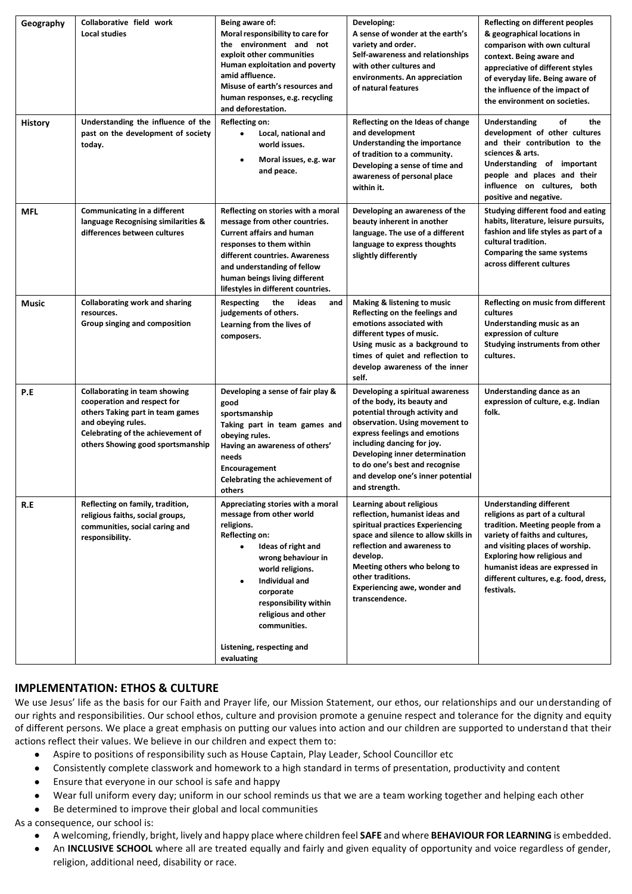| | | | | |
|---|---|---|---|---|
| **Geography** | **Collaborative field work<br>Local studies** | **Being aware of:<br>Moral responsibility to care for the environment and not exploit other communities<br>Human exploitation and poverty amid affluence.<br>Misuse of earth's resources and human responses, e.g. recycling and deforestation.** | **Developing:<br>A sense of wonder at the earth's variety and order.<br>Self-awareness and relationships with other cultures and environments. An appreciation of natural features** | **Reflecting on different peoples & geographical locations in comparison with own cultural context. Being aware and appreciative of different styles of everyday life. Being aware of the influence of the impact of the environment on societies.** |
| **History** | **Understanding the influence of the past on the development of society today.** | **Reflecting on:<br>• Local, national and world issues.<br>• Moral issues, e.g. war and peace.** | **Reflecting on the Ideas of change and development<br>Understanding the importance of tradition to a community.<br>Developing a sense of time and awareness of personal place within it.** | **Understanding of the development of other cultures and their contribution to the sciences & arts.<br>Understanding of important people and places and their influence on cultures, both positive and negative.** |
| **MFL** | **Communicating in a different language Recognising similarities & differences between cultures** | **Reflecting on stories with a moral message from other countries.<br>Current affairs and human responses to them within different countries. Awareness and understanding of fellow human beings living different lifestyles in different countries.** | **Developing an awareness of the beauty inherent in another language. The use of a different language to express thoughts slightly differently** | **Studying different food and eating habits, literature, leisure pursuits, fashion and life styles as part of a cultural tradition.<br>Comparing the same systems across different cultures** |
| **Music** | **Collaborating work and sharing resources.<br>Group singing and composition** | **Respecting the ideas and judgements of others.<br>Learning from the lives of composers.** | **Making & listening to music<br>Reflecting on the feelings and emotions associated with different types of music.<br>Using music as a background to times of quiet and reflection to develop awareness of the inner self.** | **Reflecting on music from different cultures<br>Understanding music as an expression of culture<br>Studying instruments from other cultures.** |
| **P.E** | **Collaborating in team showing cooperation and respect for others Taking part in team games and obeying rules.<br>Celebrating of the achievement of others Showing good sportsmanship** | **Developing a sense of fair play & good<br>sportsmanship<br>Taking part in team games and obeying rules.<br>Having an awareness of others' needs<br>Encouragement<br>Celebrating the achievement of others** | **Developing a spiritual awareness of the body, its beauty and potential through activity and observation. Using movement to express feelings and emotions including dancing for joy.<br>Developing inner determination to do one's best and recognise and develop one's inner potential and strength.** | **Understanding dance as an expression of culture, e.g. Indian folk.** |
| **R.E** | **Reflecting on family, tradition, religious faiths, social groups, communities, social caring and responsibility.** | **Appreciating stories with a moral message from other world religions.<br>Reflecting on:<br>• Ideas of right and wrong behaviour in world religions.<br>• Individual and corporate responsibility within religious and other communities.<br><br>Listening, respecting and evaluating** | **Learning about religious reflection, humanist ideas and spiritual practices Experiencing space and silence to allow skills in reflection and awareness to develop.<br>Meeting others who belong to other traditions.<br>Experiencing awe, wonder and transcendence.** | **Understanding different religions as part of a cultural tradition. Meeting people from a variety of faiths and cultures, and visiting places of worship.<br>Exploring how religious and humanist ideas are expressed in different cultures, e.g. food, dress, festivals.** |

## IMPLEMENTATION: ETHOS & CULTURE

We use Jesus' life as the basis for our Faith and Prayer life, our Mission Statement, our ethos, our relationships and our understanding of our rights and responsibilities. Our school ethos, culture and provision promote a genuine respect and tolerance for the dignity and equity of different persons. We place a great emphasis on putting our values into action and our children are supported to understand that their actions reflect their values. We believe in our children and expect them to:

- Aspire to positions of responsibility such as House Captain, Play Leader, School Councillor etc
- Consistently complete classwork and homework to a high standard in terms of presentation, productivity and content
- Ensure that everyone in our school is safe and happy
- Wear full uniform every day; uniform in our school reminds us that we are a team working together and helping each other
- Be determined to improve their global and local communities

As a consequence, our school is:

- A welcoming, friendly, bright, lively and happy place where children feel **SAFE** and where **BEHAVIOUR FOR LEARNING** is embedded.
- An **INCLUSIVE SCHOOL** where all are treated equally and fairly and given equality of opportunity and voice regardless of gender, religion, additional need, disability or race.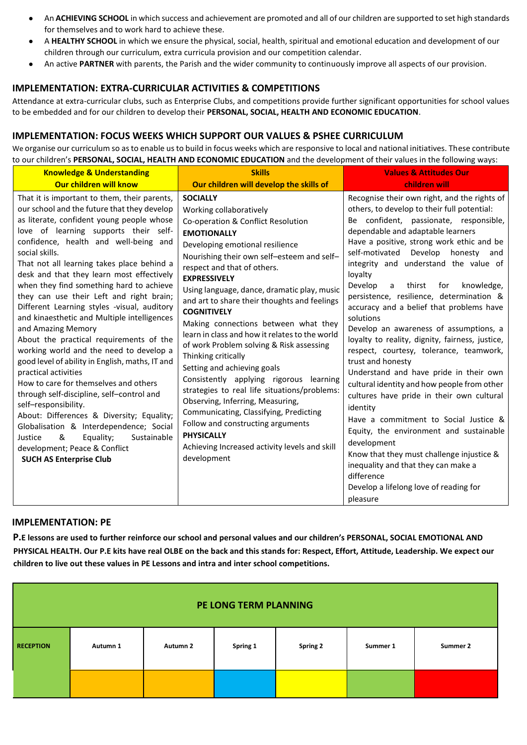- An **ACHIEVING SCHOOL** in which success and achievement are promoted and all of our children are supported to set high standards for themselves and to work hard to achieve these.
- A **HEALTHY SCHOOL** in which we ensure the physical, social, health, spiritual and emotional education and development of our children through our curriculum, extra curricula provision and our competition calendar.
- An active **PARTNER** with parents, the Parish and the wider community to continuously improve all aspects of our provision.

## IMPLEMENTATION: EXTRA-CURRICULAR ACTIVITIES & COMPETITIONS

Attendance at extra-curricular clubs, such as Enterprise Clubs, and competitions provide further significant opportunities for school values to be embedded and for our children to develop their **PERSONAL, SOCIAL, HEALTH AND ECONOMIC EDUCATION**.

## IMPLEMENTATION: FOCUS WEEKS WHICH SUPPORT OUR VALUES & PSHEE CURRICULUM

We organise our curriculum so as to enable us to build in focus weeks which are responsive to local and national initiatives. These contribute to our children's **PERSONAL, SOCIAL, HEALTH AND ECONOMIC EDUCATION** and the development of their values in the following ways:

| **Knowledge & Understanding Our children will know** | **Skills Our children will develop the skills of** | **Values & Attitudes Our children will** |
|---|---|---|
| That it is important to them, their parents, our school and the future that they develop as literate, confident young people whose love of learning supports their self-confidence, health and well-being and social skills.<br>That not all learning takes place behind a desk and that they learn most effectively when they find something hard to achieve they can use their Left and right brain; Different Learning styles -visual, auditory and kinaesthetic and Multiple intelligences and Amazing Memory<br>About the practical requirements of the working world and the need to develop a good level of ability in English, maths, IT and practical activities<br>How to care for themselves and others through self-discipline, self–control and self–responsibility.<br>About: Differences & Diversity; Equality; Globalisation & Interdependence; Social Justice & Equality; Sustainable development; Peace & Conflict<br>**SUCH AS Enterprise Club** | **SOCIALLY**<br>Working collaboratively<br>Co-operation & Conflict Resolution<br>**EMOTIONALLY**<br>Developing emotional resilience<br>Nourishing their own self–esteem and self–respect and that of others.<br>**EXPRESSIVELY**<br>Using language, dance, dramatic play, music and art to share their thoughts and feelings<br>**COGNITIVELY**<br>Making connections between what they learn in class and how it relates to the world of work Problem solving & Risk assessing<br>Thinking critically<br>Setting and achieving goals<br>Consistently applying rigorous learning strategies to real life situations/problems: Observing, Inferring, Measuring, Communicating, Classifying, Predicting<br>Follow and constructing arguments<br>**PHYSICALLY**<br>Achieving Increased activity levels and skill development | Recognise their own right, and the rights of others, to develop to their full potential:<br>Be confident, passionate, responsible, dependable and adaptable learners<br>Have a positive, strong work ethic and be self-motivated Develop honesty and integrity and understand the value of loyalty<br>Develop a thirst for knowledge, persistence, resilience, determination & accuracy and a belief that problems have solutions<br>Develop an awareness of assumptions, a loyalty to reality, dignity, fairness, justice, respect, courtesy, tolerance, teamwork, trust and honesty<br>Understand and have pride in their own cultural identity and how people from other cultures have pride in their own cultural identity<br>Have a commitment to Social Justice & Equity, the environment and sustainable development<br>Know that they must challenge injustice & inequality and that they can make a difference<br>Develop a lifelong love of reading for pleasure |

## IMPLEMENTATION: PE

**P.E lessons are used to further reinforce our school and personal values and our children's PERSONAL, SOCIAL EMOTIONAL AND PHYSICAL HEALTH. Our P.E kits have real OLBE on the back and this stands for: Respect, Effort, Attitude, Leadership. We expect our children to live out these values in PE Lessons and intra and inter school competitions.**

| **PE LONG TERM PLANNING** | | | | | | |
|---|---|---|---|---|---|---|
| **RECEPTION** | **Autumn 1** | **Autumn 2** | **Spring 1** | **Spring 2** | **Summer 1** | **Summer 2** |
| | | | | | | |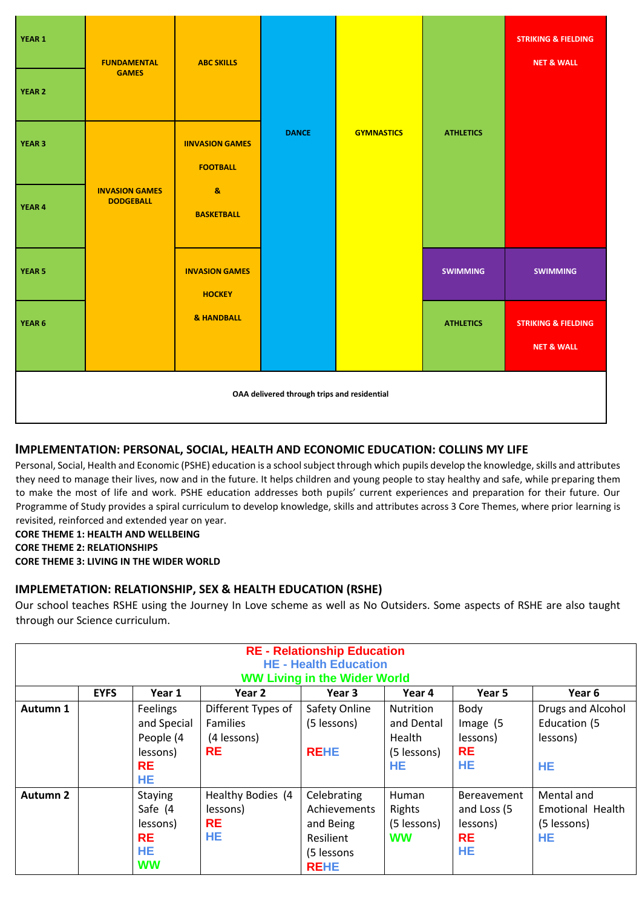| | | | | | | |
|---|---|---|---|---|---|---|
| YEAR 1 | FUNDAMENTAL GAMES | ABC SKILLS | DANCE | GYMNASTICS | ATHLETICS | STRIKING & FIELDING NET & WALL |
| YEAR 2 | | | | | | |
| YEAR 3 | INVASION GAMES DODGEBALL | IINVASION GAMES FOOTBALL & BASKETBALL | | | | |
| YEAR 4 | | | | | | |
| YEAR 5 | | INVASION GAMES HOCKEY & HANDBALL | | | SWIMMING | SWIMMING |
| YEAR 6 | | | | | ATHLETICS | STRIKING & FIELDING NET & WALL |
| OAA delivered through trips and residential | | | | | | |

## IMPLEMENTATION: PERSONAL, SOCIAL, HEALTH AND ECONOMIC EDUCATION: COLLINS MY LIFE

Personal, Social, Health and Economic (PSHE) education is a school subject through which pupils develop the knowledge, skills and attributes they need to manage their lives, now and in the future. It helps children and young people to stay healthy and safe, while preparing them to make the most of life and work. PSHE education addresses both pupils' current experiences and preparation for their future. Our Programme of Study provides a spiral curriculum to develop knowledge, skills and attributes across 3 Core Themes, where prior learning is revisited, reinforced and extended year on year.

**CORE THEME 1: HEALTH AND WELLBEING**
**CORE THEME 2: RELATIONSHIPS**
**CORE THEME 3: LIVING IN THE WIDER WORLD**

## IMPLEMETATION: RELATIONSHIP, SEX & HEALTH EDUCATION (RSHE)

Our school teaches RSHE using the Journey In Love scheme as well as No Outsiders. Some aspects of RSHE are also taught through our Science curriculum.

**RE - Relationship Education**
**HE - Health Education**
**WW Living in the Wider World**

| | EYFS | Year 1 | Year 2 | Year 3 | Year 4 | Year 5 | Year 6 |
|---|---|---|---|---|---|---|---|
| **Autumn 1** | | Feelings and Special People (4 lessons) RE HE | Different Types of Families (4 lessons) RE | Safety Online (5 lessons) REHE | Nutrition and Dental Health (5 lessons) HE | Body Image (5 lessons) RE HE | Drugs and Alcohol Education (5 lessons) HE |
| **Autumn 2** | | Staying Safe (4 lessons) RE HE WW | Healthy Bodies (4 lessons) RE HE | Celebrating Achievements and Being Resilient (5 lessons REHE | Human Rights (5 lessons) WW | Bereavement and Loss (5 lessons) RE HE | Mental and Emotional Health (5 lessons) HE |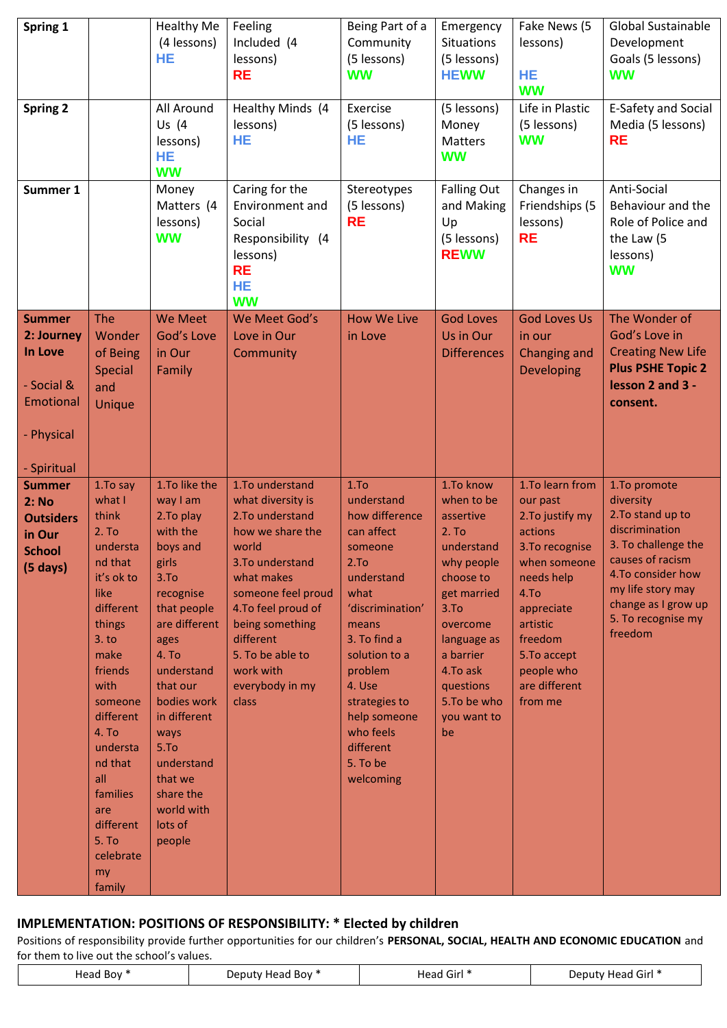| | | | | | | | |
|---|---|---|---|---|---|---|---|
| **Spring 1** | | Healthy Me (4 lessons) HE | Feeling Included (4 lessons) RE | Being Part of a Community (5 lessons) WW | Emergency Situations (5 lessons) HEWW | Fake News (5 lessons) HE WW | Global Sustainable Development Goals (5 lessons) WW |
| **Spring 2** | | All Around Us (4 lessons) HE WW | Healthy Minds (4 lessons) HE | Exercise (5 lessons) HE | (5 lessons) Money Matters WW | Life in Plastic (5 lessons) WW | E-Safety and Social Media (5 lessons) RE |
| **Summer 1** | | Money Matters (4 lessons) WW | Caring for the Environment and Social Responsibility (4 lessons) RE HE WW | Stereotypes (5 lessons) RE | Falling Out and Making Up (5 lessons) REWW | Changes in Friendships (5 lessons) RE | Anti-Social Behaviour and the Role of Police and the Law (5 lessons) WW |
| **Summer 2: Journey In Love** - Social & Emotional - Physical - Spiritual | The Wonder of Being Special and Unique | We Meet God's Love in Our Family | We Meet God's Love in Our Community | How We Live in Love | God Loves Us in Our Differences | God Loves Us in our Changing and Developing | The Wonder of God's Love in Creating New Life **Plus PSHE Topic 2 lesson 2 and 3 - consent.** |
| **Summer 2: No Outsiders in Our School (5 days)** | 1.To say what I think 2. To understand that it's ok to like different things 3. to make friends with someone different 4. To understand that all families are different 5. To celebrate my family | 1.To like the way I am 2.To play with the boys and girls 3.To recognise that people are different ages 4. To understand that our bodies work in different ways 5.To understand that we share the world with lots of people | 1.To understand what diversity is 2.To understand how we share the world 3.To understand what makes someone feel proud 4.To feel proud of being something different 5. To be able to work with everybody in my class | 1.To understand how difference can affect someone 2.To understand what 'discrimination' means 3. To find a solution to a problem 4. Use strategies to help someone who feels different 5. To be welcoming | 1.To know when to be assertive 2. To understand why people choose to get married 3.To overcome language as a barrier 4.To ask questions 5.To be who you want to be | 1.To learn from our past 2.To justify my actions 3.To recognise when someone needs help 4.To appreciate artistic freedom 5.To accept people who are different from me | 1.To promote diversity 2.To stand up to discrimination 3. To challenge the causes of racism 4.To consider how my life story may change as I grow up 5. To recognise my freedom |

## IMPLEMENTATION: POSITIONS OF RESPONSIBILITY: * Elected by children

Positions of responsibility provide further opportunities for our children's **PERSONAL, SOCIAL, HEALTH AND ECONOMIC EDUCATION** and for them to live out the school's values.

| Head Boy * | Deputy Head Boy * | Head Girl * | Deputy Head Girl * |
|---|---|---|---|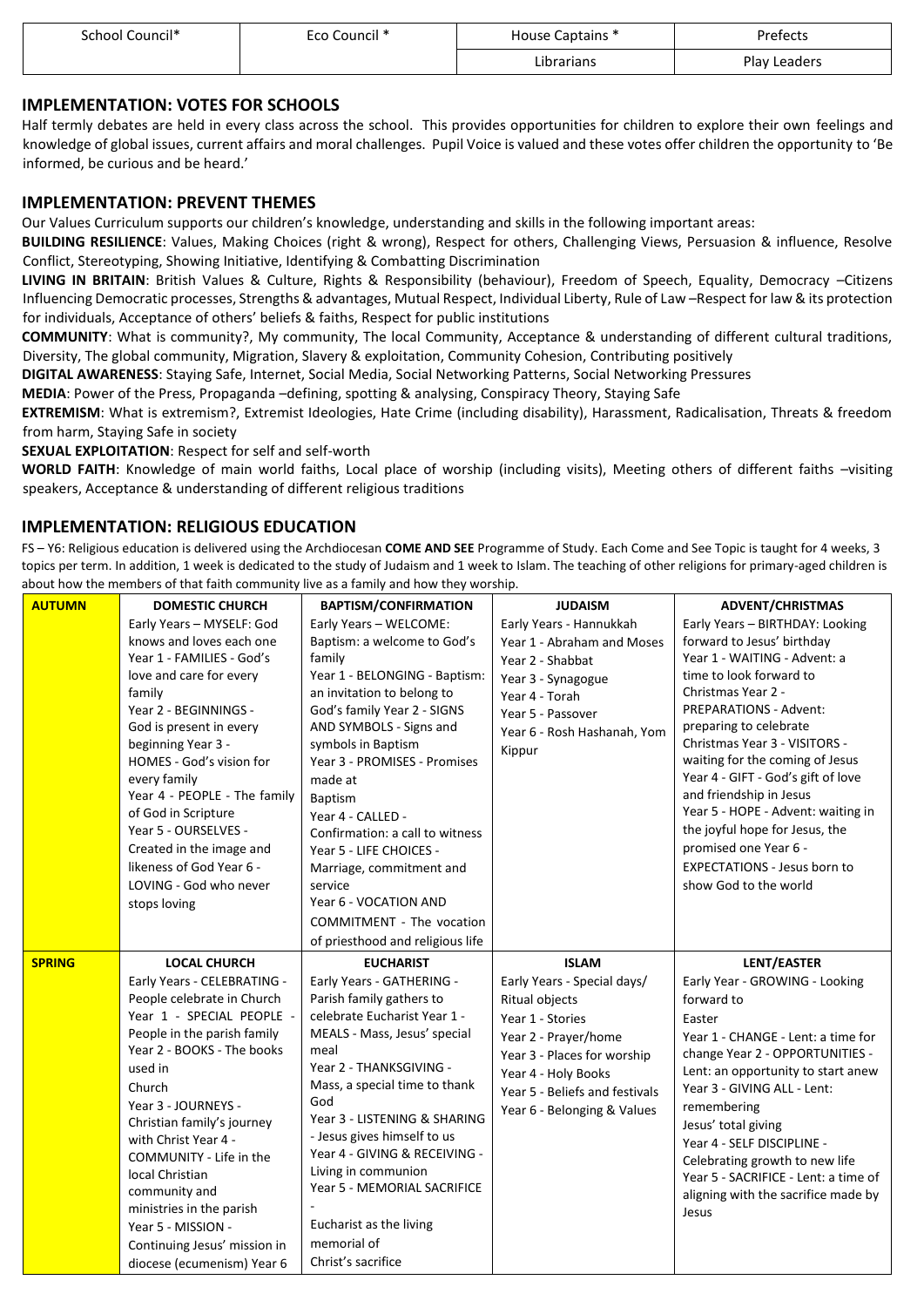| School Council* | Eco Council * | House Captains * | Prefects |
|---|---|---|---|
| | | Librarians | Play Leaders |

## IMPLEMENTATION: VOTES FOR SCHOOLS

Half termly debates are held in every class across the school. This provides opportunities for children to explore their own feelings and knowledge of global issues, current affairs and moral challenges. Pupil Voice is valued and these votes offer children the opportunity to 'Be informed, be curious and be heard.'

## IMPLEMENTATION: PREVENT THEMES

Our Values Curriculum supports our children's knowledge, understanding and skills in the following important areas:

**BUILDING RESILIENCE**: Values, Making Choices (right & wrong), Respect for others, Challenging Views, Persuasion & influence, Resolve Conflict, Stereotyping, Showing Initiative, Identifying & Combatting Discrimination

**LIVING IN BRITAIN**: British Values & Culture, Rights & Responsibility (behaviour), Freedom of Speech, Equality, Democracy –Citizens Influencing Democratic processes, Strengths & advantages, Mutual Respect, Individual Liberty, Rule of Law –Respect for law & its protection for individuals, Acceptance of others' beliefs & faiths, Respect for public institutions

**COMMUNITY**: What is community?, My community, The local Community, Acceptance & understanding of different cultural traditions, Diversity, The global community, Migration, Slavery & exploitation, Community Cohesion, Contributing positively

**DIGITAL AWARENESS**: Staying Safe, Internet, Social Media, Social Networking Patterns, Social Networking Pressures

**MEDIA**: Power of the Press, Propaganda –defining, spotting & analysing, Conspiracy Theory, Staying Safe

**EXTREMISM**: What is extremism?, Extremist Ideologies, Hate Crime (including disability), Harassment, Radicalisation, Threats & freedom from harm, Staying Safe in society

**SEXUAL EXPLOITATION**: Respect for self and self-worth

**WORLD FAITH**: Knowledge of main world faiths, Local place of worship (including visits), Meeting others of different faiths –visiting speakers, Acceptance & understanding of different religious traditions

## IMPLEMENTATION: RELIGIOUS EDUCATION

FS – Y6: Religious education is delivered using the Archdiocesan **COME AND SEE** Programme of Study. Each Come and See Topic is taught for 4 weeks, 3 topics per term. In addition, 1 week is dedicated to the study of Judaism and 1 week to Islam. The teaching of other religions for primary-aged children is about how the members of that faith community live as a family and how they worship.

| | | | | |
|---|---|---|---|---|
| **AUTUMN** | **DOMESTIC CHURCH**<br>Early Years – MYSELF: God knows and loves each one<br>Year 1 - FAMILIES - God's love and care for every family<br>Year 2 - BEGINNINGS - God is present in every beginning<br>Year 3 - HOMES - God's vision for every family<br>Year 4 - PEOPLE - The family of God in Scripture<br>Year 5 - OURSELVES - Created in the image and likeness of God<br>Year 6 - LOVING - God who never stops loving | **BAPTISM/CONFIRMATION**<br>Early Years – WELCOME: Baptism: a welcome to God's family<br>Year 1 - BELONGING - Baptism: an invitation to belong to God's family<br>Year 2 - SIGNS AND SYMBOLS - Signs and symbols in Baptism<br>Year 3 - PROMISES - Promises made at Baptism<br>Year 4 - CALLED - Confirmation: a call to witness<br>Year 5 - LIFE CHOICES - Marriage, commitment and service<br>Year 6 - VOCATION AND COMMITMENT - The vocation of priesthood and religious life | **JUDAISM**<br>Early Years - Hannukkah<br>Year 1 - Abraham and Moses<br>Year 2 - Shabbat<br>Year 3 - Synagogue<br>Year 4 - Torah<br>Year 5 - Passover<br>Year 6 - Rosh Hashanah, Yom Kippur | **ADVENT/CHRISTMAS**<br>Early Years – BIRTHDAY: Looking forward to Jesus' birthday<br>Year 1 - WAITING - Advent: a time to look forward to Christmas<br>Year 2 - PREPARATIONS - Advent: preparing to celebrate Christmas<br>Year 3 - VISITORS - waiting for the coming of Jesus<br>Year 4 - GIFT - God's gift of love and friendship in Jesus<br>Year 5 - HOPE - Advent: waiting in the joyful hope for Jesus, the promised one<br>Year 6 - EXPECTATIONS - Jesus born to show God to the world |
| **SPRING** | **LOCAL CHURCH**<br>Early Years - CELEBRATING - People celebrate in Church<br>Year 1 - SPECIAL PEOPLE - People in the parish family<br>Year 2 - BOOKS - The books used in Church<br>Year 3 - JOURNEYS - Christian family's journey with Christ<br>Year 4 - COMMUNITY - Life in the local Christian community and ministries in the parish<br>Year 5 - MISSION - Continuing Jesus' mission in diocese (ecumenism) Year 6 | **EUCHARIST**<br>Early Years - GATHERING - Parish family gathers to celebrate Eucharist<br>Year 1 - MEALS - Mass, Jesus' special meal<br>Year 2 - THANKSGIVING - Mass, a special time to thank God<br>Year 3 - LISTENING & SHARING - Jesus gives himself to us<br>Year 4 - GIVING & RECEIVING - Living in communion<br>Year 5 - MEMORIAL SACRIFICE - Eucharist as the living memorial of Christ's sacrifice | **ISLAM**<br>Early Years - Special days/ Ritual objects<br>Year 1 - Stories<br>Year 2 - Prayer/home<br>Year 3 - Places for worship<br>Year 4 - Holy Books<br>Year 5 - Beliefs and festivals<br>Year 6 - Belonging & Values | **LENT/EASTER**<br>Early Year - GROWING - Looking forward to Easter<br>Year 1 - CHANGE - Lent: a time for change<br>Year 2 - OPPORTUNITIES - Lent: an opportunity to start anew<br>Year 3 - GIVING ALL - Lent: remembering Jesus' total giving<br>Year 4 - SELF DISCIPLINE - Celebrating growth to new life<br>Year 5 - SACRIFICE - Lent: a time of aligning with the sacrifice made by Jesus |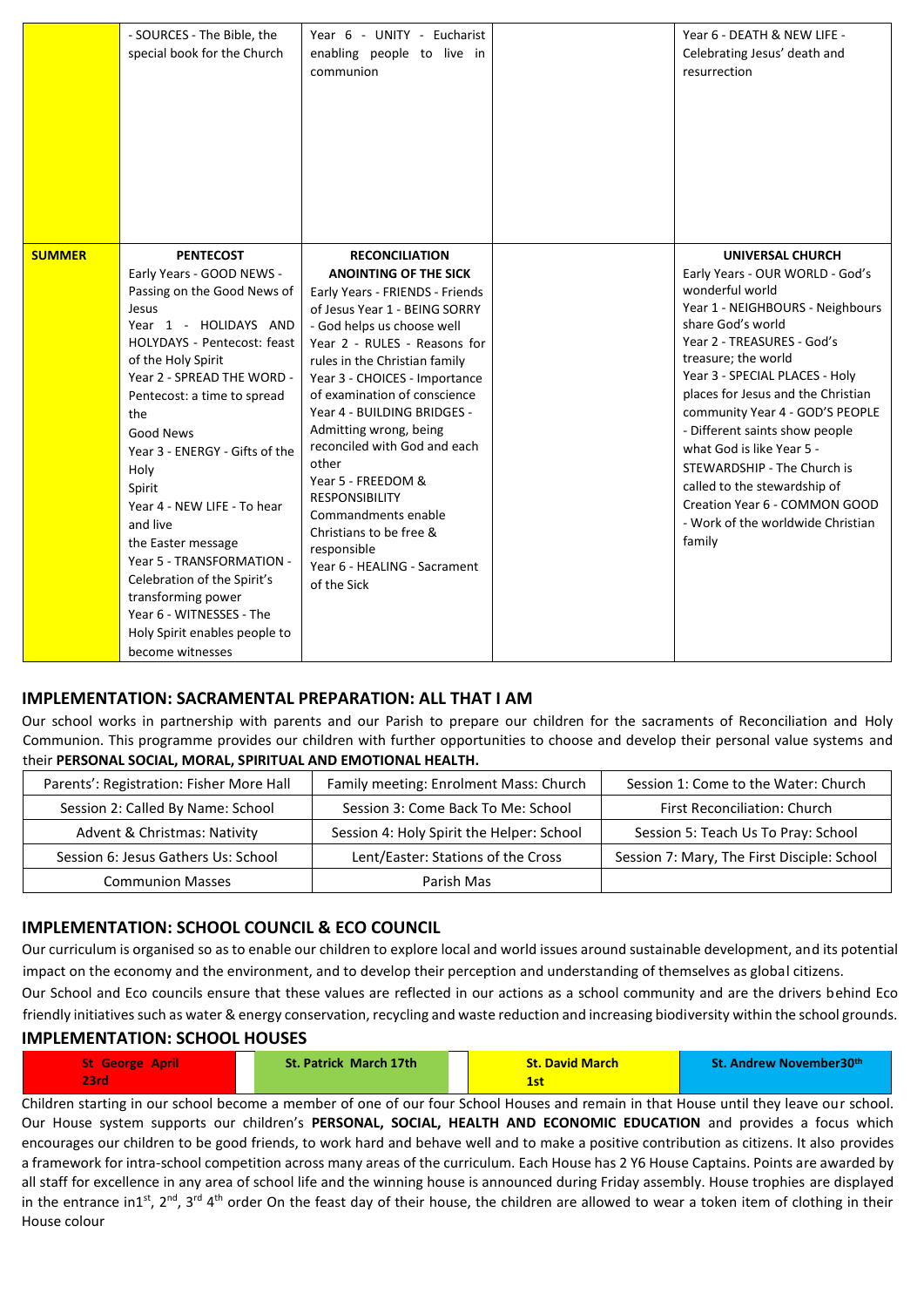| | | | | |
|---|---|---|---|---|
| | - SOURCES - The Bible, the special book for the Church | Year 6 - UNITY - Eucharist enabling people to live in communion | | Year 6 - DEATH & NEW LIFE - Celebrating Jesus' death and resurrection |
| **SUMMER** | **PENTECOST**<br>Early Years - GOOD NEWS - Passing on the Good News of Jesus<br>Year 1 - HOLIDAYS AND HOLYDAYS - Pentecost: feast of the Holy Spirit<br>Year 2 - SPREAD THE WORD - Pentecost: a time to spread the Good News<br>Year 3 - ENERGY - Gifts of the Holy Spirit<br>Year 4 - NEW LIFE - To hear and live the Easter message<br>Year 5 - TRANSFORMATION - Celebration of the Spirit's transforming power<br>Year 6 - WITNESSES - The Holy Spirit enables people to become witnesses | **RECONCILIATION**<br>**ANOINTING OF THE SICK**<br>Early Years - FRIENDS - Friends of Jesus Year 1 - BEING SORRY - God helps us choose well<br>Year 2 - RULES - Reasons for rules in the Christian family<br>Year 3 - CHOICES - Importance of examination of conscience<br>Year 4 - BUILDING BRIDGES - Admitting wrong, being reconciled with God and each other<br>Year 5 - FREEDOM & RESPONSIBILITY Commandments enable Christians to be free & responsible<br>Year 6 - HEALING - Sacrament of the Sick | | **UNIVERSAL CHURCH**<br>Early Years - OUR WORLD - God's wonderful world<br>Year 1 - NEIGHBOURS - Neighbours share God's world<br>Year 2 - TREASURES - God's treasure; the world<br>Year 3 - SPECIAL PLACES - Holy places for Jesus and the Christian community Year 4 - GOD'S PEOPLE - Different saints show people what God is like Year 5 - STEWARDSHIP - The Church is called to the stewardship of Creation Year 6 - COMMON GOOD - Work of the worldwide Christian family |

## IMPLEMENTATION: SACRAMENTAL PREPARATION: ALL THAT I AM

Our school works in partnership with parents and our Parish to prepare our children for the sacraments of Reconciliation and Holy Communion. This programme provides our children with further opportunities to choose and develop their personal value systems and their **PERSONAL SOCIAL, MORAL, SPIRITUAL AND EMOTIONAL HEALTH.**

| | | |
|---|---|---|
| Parents': Registration: Fisher More Hall | Family meeting: Enrolment Mass: Church | Session 1: Come to the Water: Church |
| Session 2: Called By Name: School | Session 3: Come Back To Me: School | First Reconciliation: Church |
| Advent & Christmas: Nativity | Session 4: Holy Spirit the Helper: School | Session 5: Teach Us To Pray: School |
| Session 6: Jesus Gathers Us: School | Lent/Easter: Stations of the Cross | Session 7: Mary, The First Disciple: School |
| Communion Masses | Parish Mas | |

## IMPLEMENTATION: SCHOOL COUNCIL & ECO COUNCIL

Our curriculum is organised so as to enable our children to explore local and world issues around sustainable development, and its potential impact on the economy and the environment, and to develop their perception and understanding of themselves as global citizens.

Our School and Eco councils ensure that these values are reflected in our actions as a school community and are the drivers behind Eco friendly initiatives such as water & energy conservation, recycling and waste reduction and increasing biodiversity within the school grounds.

## IMPLEMENTATION: SCHOOL HOUSES

| St George April 23rd | | St. Patrick March 17th | | St. David March 1st | St. Andrew November30th |
|---|---|---|---|---|---|

Children starting in our school become a member of one of our four School Houses and remain in that House until they leave our school. Our House system supports our children's **PERSONAL, SOCIAL, HEALTH AND ECONOMIC EDUCATION** and provides a focus which encourages our children to be good friends, to work hard and behave well and to make a positive contribution as citizens. It also provides a framework for intra-school competition across many areas of the curriculum. Each House has 2 Y6 House Captains. Points are awarded by all staff for excellence in any area of school life and the winning house is announced during Friday assembly. House trophies are displayed in the entrance in1st, 2nd, 3rd 4th order On the feast day of their house, the children are allowed to wear a token item of clothing in their House colour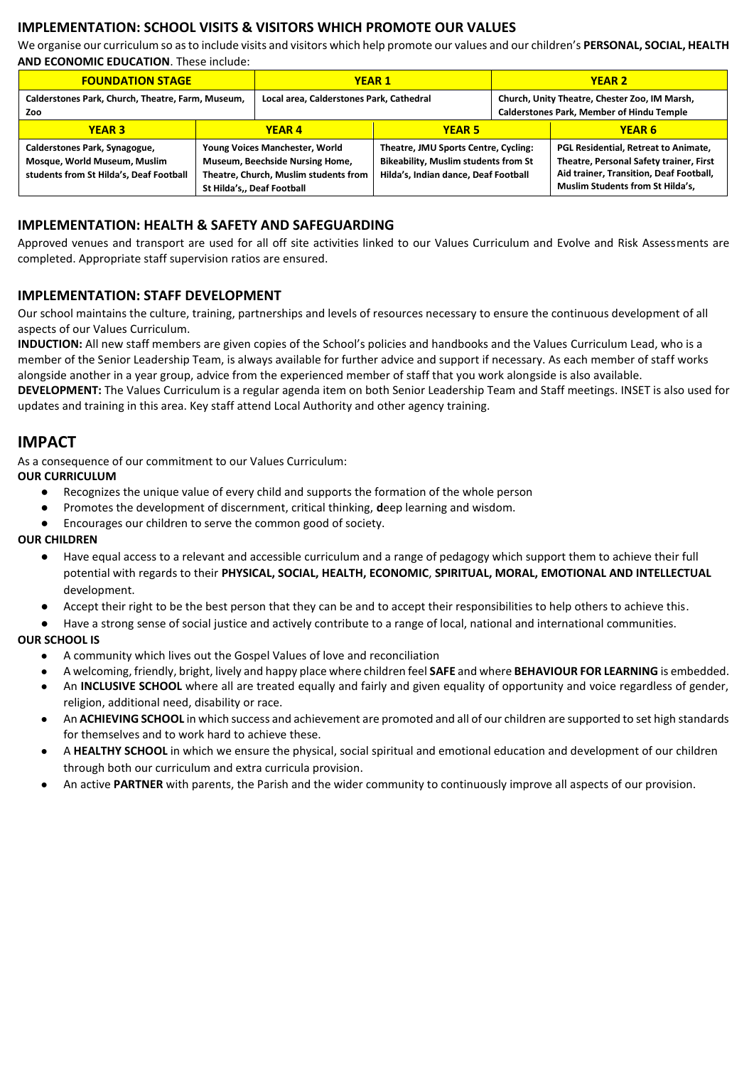## IMPLEMENTATION: SCHOOL VISITS & VISITORS WHICH PROMOTE OUR VALUES

We organise our curriculum so as to include visits and visitors which help promote our values and our children's **PERSONAL, SOCIAL, HEALTH AND ECONOMIC EDUCATION**. These include:

| FOUNDATION STAGE | YEAR 1 | YEAR 2 |
|---|---|---|
| Calderstones Park, Church, Theatre, Farm, Museum, Zoo | Local area, Calderstones Park, Cathedral | Church, Unity Theatre, Chester Zoo, IM Marsh, Calderstones Park, Member of Hindu Temple |

| YEAR 3 | YEAR 4 | YEAR 5 | YEAR 6 |
|---|---|---|---|
| Calderstones Park, Synagogue, Mosque, World Museum, Muslim students from St Hilda's, Deaf Football | Young Voices Manchester, World Museum, Beechside Nursing Home, Theatre, Church, Muslim students from St Hilda's,, Deaf Football | Theatre, JMU Sports Centre, Cycling: Bikeability, Muslim students from St Hilda's, Indian dance, Deaf Football | PGL Residential, Retreat to Animate, Theatre, Personal Safety trainer, First Aid trainer, Transition, Deaf Football, Muslim Students from St Hilda's, |

## IMPLEMENTATION: HEALTH & SAFETY AND SAFEGUARDING

Approved venues and transport are used for all off site activities linked to our Values Curriculum and Evolve and Risk Assessments are completed. Appropriate staff supervision ratios are ensured.

## IMPLEMENTATION: STAFF DEVELOPMENT

Our school maintains the culture, training, partnerships and levels of resources necessary to ensure the continuous development of all aspects of our Values Curriculum.

**INDUCTION:** All new staff members are given copies of the School's policies and handbooks and the Values Curriculum Lead, who is a member of the Senior Leadership Team, is always available for further advice and support if necessary. As each member of staff works alongside another in a year group, advice from the experienced member of staff that you work alongside is also available.

**DEVELOPMENT:** The Values Curriculum is a regular agenda item on both Senior Leadership Team and Staff meetings. INSET is also used for updates and training in this area. Key staff attend Local Authority and other agency training.

# IMPACT

As a consequence of our commitment to our Values Curriculum:

**OUR CURRICULUM**

- Recognizes the unique value of every child and supports the formation of the whole person
- Promotes the development of discernment, critical thinking, **d**eep learning and wisdom.
- Encourages our children to serve the common good of society.

**OUR CHILDREN**

- Have equal access to a relevant and accessible curriculum and a range of pedagogy which support them to achieve their full potential with regards to their **PHYSICAL, SOCIAL, HEALTH, ECONOMIC**, **SPIRITUAL, MORAL, EMOTIONAL AND INTELLECTUAL** development.
- Accept their right to be the best person that they can be and to accept their responsibilities to help others to achieve this.
- Have a strong sense of social justice and actively contribute to a range of local, national and international communities.

**OUR SCHOOL IS**

- A community which lives out the Gospel Values of love and reconciliation
- A welcoming, friendly, bright, lively and happy place where children feel **SAFE** and where **BEHAVIOUR FOR LEARNING** is embedded.
- An **INCLUSIVE SCHOOL** where all are treated equally and fairly and given equality of opportunity and voice regardless of gender, religion, additional need, disability or race.
- An **ACHIEVING SCHOOL** in which success and achievement are promoted and all of our children are supported to set high standards for themselves and to work hard to achieve these.
- A **HEALTHY SCHOOL** in which we ensure the physical, social spiritual and emotional education and development of our children through both our curriculum and extra curricula provision.
- An active **PARTNER** with parents, the Parish and the wider community to continuously improve all aspects of our provision.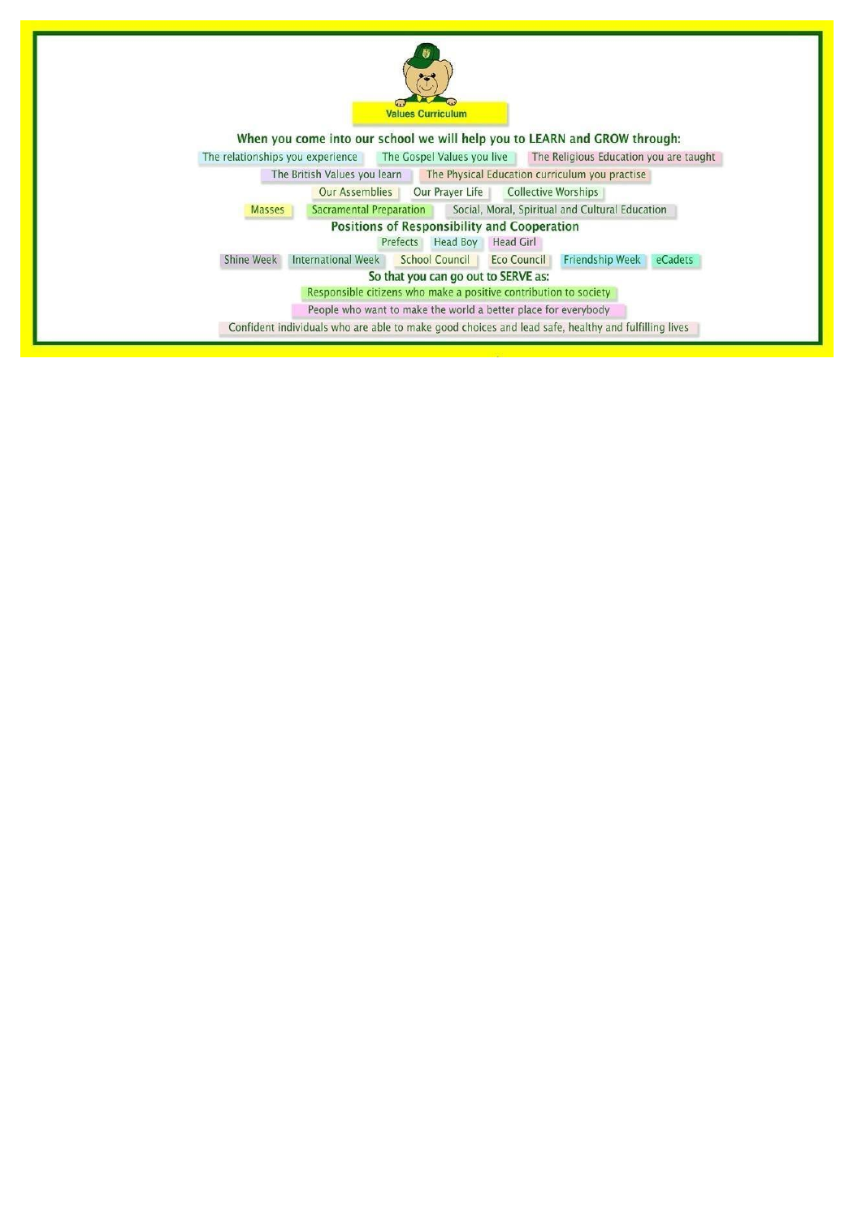**Values Curriculum**

**When you come into our school we will help you to LEARN and GROW through:**

The relationships you experience | The Gospel Values you live | The Religious Education you are taught

The British Values you learn | The Physical Education curriculum you practise

Our Assemblies | Our Prayer Life | Collective Worships

Masses | Sacramental Preparation | Social, Moral, Spiritual and Cultural Education

**Positions of Responsibility and Cooperation**

Prefects | Head Boy | Head Girl

Shine Week | International Week | School Council | Eco Council | Friendship Week | eCadets

**So that you can go out to SERVE as:**

Responsible citizens who make a positive contribution to society

People who want to make the world a better place for everybody

Confident individuals who are able to make good choices and lead safe, healthy and fulfilling lives